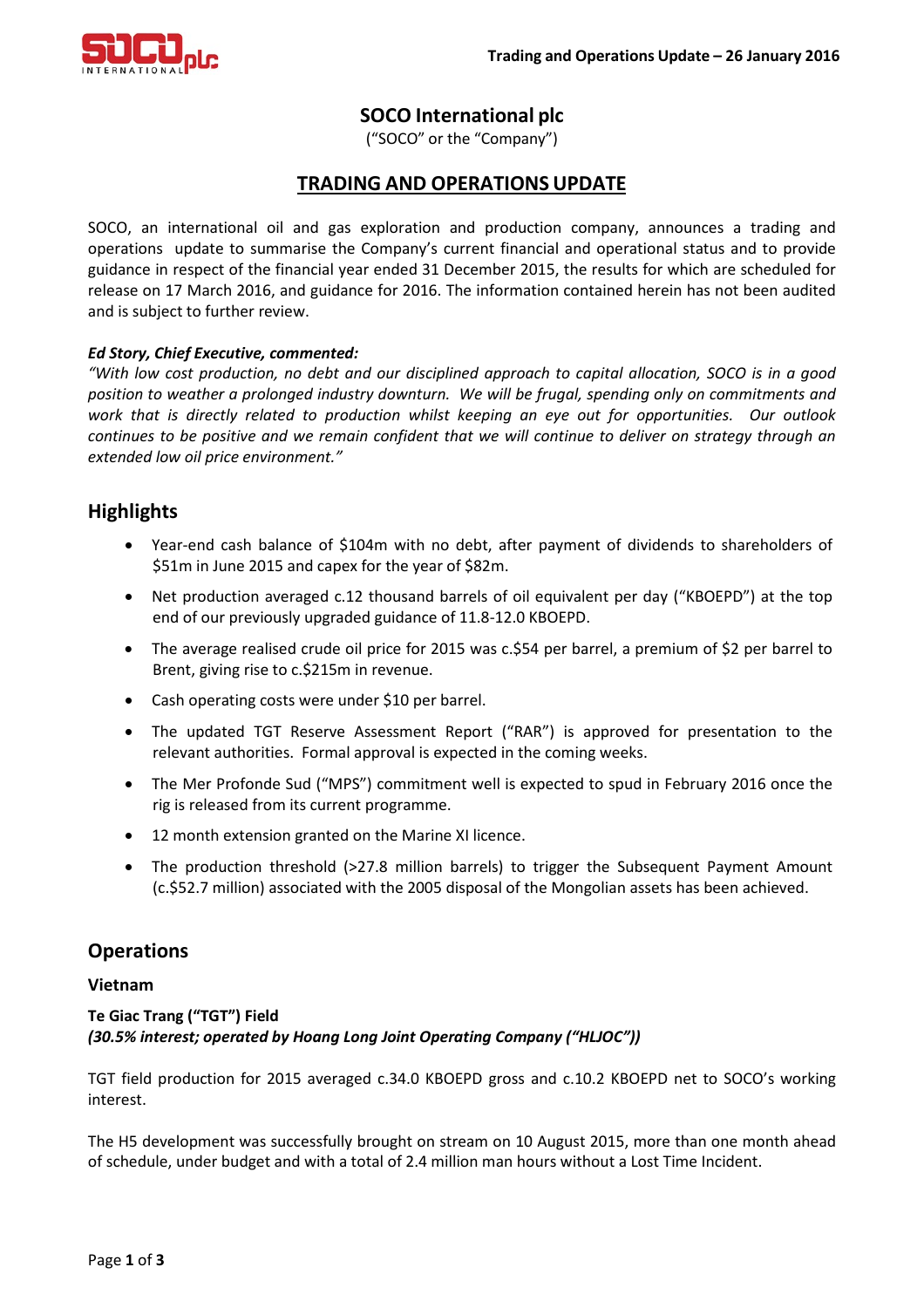# SOCO International plc

("SOCO" or the "Company")

## TRADING AND OPERATIONS UPDATE

SOCO, an international oil and gas exploration and production company, announces a trading and operations update to summarise the Company's current financial and operational status and to provide guidance in respect of the financial year ended 31 December 2015, the results for which are scheduled for release on 17 March 2016, and guidance for 2016. The information contained herein has not been audited and is subject to further review.

***Ed Story, Chief Executive, commented:***

*"With low cost production, no debt and our disciplined approach to capital allocation, SOCO is in a good position to weather a prolonged industry downturn. We will be frugal, spending only on commitments and work that is directly related to production whilst keeping an eye out for opportunities. Our outlook continues to be positive and we remain confident that we will continue to deliver on strategy through an extended low oil price environment."*

## Highlights

- Year-end cash balance of $104m with no debt, after payment of dividends to shareholders of $51m in June 2015 and capex for the year of $82m.
- Net production averaged c.12 thousand barrels of oil equivalent per day ("KBOEPD") at the top end of our previously upgraded guidance of 11.8-12.0 KBOEPD.
- The average realised crude oil price for 2015 was c.$54 per barrel, a premium of $2 per barrel to Brent, giving rise to c.$215m in revenue.
- Cash operating costs were under $10 per barrel.
- The updated TGT Reserve Assessment Report ("RAR") is approved for presentation to the relevant authorities. Formal approval is expected in the coming weeks.
- The Mer Profonde Sud ("MPS") commitment well is expected to spud in February 2016 once the rig is released from its current programme.
- 12 month extension granted on the Marine XI licence.
- The production threshold (>27.8 million barrels) to trigger the Subsequent Payment Amount (c.$52.7 million) associated with the 2005 disposal of the Mongolian assets has been achieved.

## Operations

### Vietnam

**Te Giac Trang ("TGT") Field**

***(30.5% interest; operated by Hoang Long Joint Operating Company ("HLJOC"))***

TGT field production for 2015 averaged c.34.0 KBOEPD gross and c.10.2 KBOEPD net to SOCO's working interest.

The H5 development was successfully brought on stream on 10 August 2015, more than one month ahead of schedule, under budget and with a total of 2.4 million man hours without a Lost Time Incident.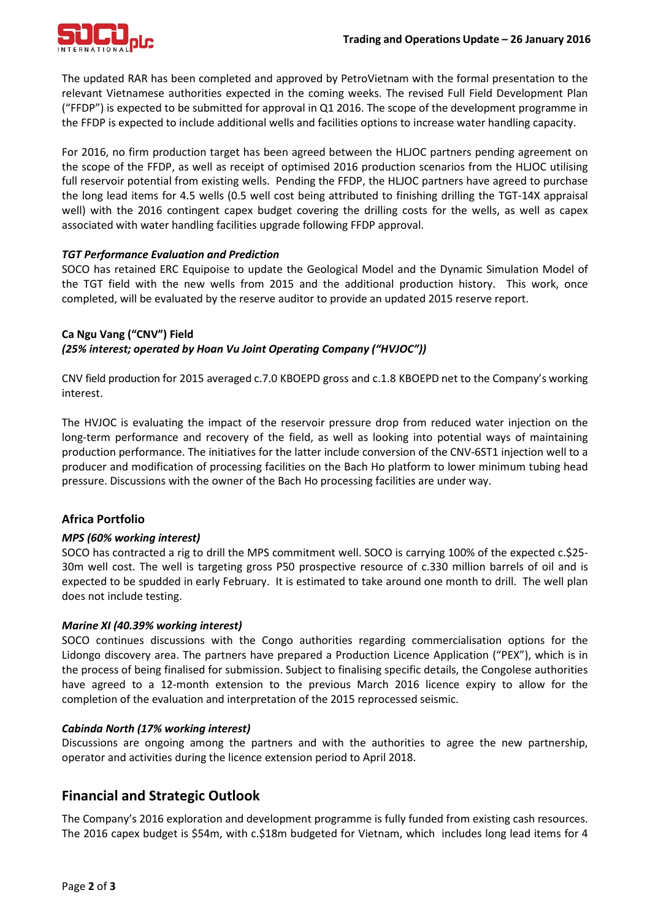The updated RAR has been completed and approved by PetroVietnam with the formal presentation to the relevant Vietnamese authorities expected in the coming weeks. The revised Full Field Development Plan ("FFDP") is expected to be submitted for approval in Q1 2016. The scope of the development programme in the FFDP is expected to include additional wells and facilities options to increase water handling capacity.

For 2016, no firm production target has been agreed between the HLJOC partners pending agreement on the scope of the FFDP, as well as receipt of optimised 2016 production scenarios from the HLJOC utilising full reservoir potential from existing wells. Pending the FFDP, the HLJOC partners have agreed to purchase the long lead items for 4.5 wells (0.5 well cost being attributed to finishing drilling the TGT-14X appraisal well) with the 2016 contingent capex budget covering the drilling costs for the wells, as well as capex associated with water handling facilities upgrade following FFDP approval.

***TGT Performance Evaluation and Prediction***

SOCO has retained ERC Equipoise to update the Geological Model and the Dynamic Simulation Model of the TGT field with the new wells from 2015 and the additional production history. This work, once completed, will be evaluated by the reserve auditor to provide an updated 2015 reserve report.

**Ca Ngu Vang ("CNV") Field**

***(25% interest; operated by Hoan Vu Joint Operating Company ("HVJOC"))***

CNV field production for 2015 averaged c.7.0 KBOEPD gross and c.1.8 KBOEPD net to the Company's working interest.

The HVJOC is evaluating the impact of the reservoir pressure drop from reduced water injection on the long-term performance and recovery of the field, as well as looking into potential ways of maintaining production performance. The initiatives for the latter include conversion of the CNV-6ST1 injection well to a producer and modification of processing facilities on the Bach Ho platform to lower minimum tubing head pressure. Discussions with the owner of the Bach Ho processing facilities are under way.

### Africa Portfolio

***MPS (60% working interest)***

SOCO has contracted a rig to drill the MPS commitment well. SOCO is carrying 100% of the expected c.$25-30m well cost. The well is targeting gross P50 prospective resource of c.330 million barrels of oil and is expected to be spudded in early February. It is estimated to take around one month to drill. The well plan does not include testing.

***Marine XI (40.39% working interest)***

SOCO continues discussions with the Congo authorities regarding commercialisation options for the Lidongo discovery area. The partners have prepared a Production Licence Application ("PEX"), which is in the process of being finalised for submission. Subject to finalising specific details, the Congolese authorities have agreed to a 12-month extension to the previous March 2016 licence expiry to allow for the completion of the evaluation and interpretation of the 2015 reprocessed seismic.

***Cabinda North (17% working interest)***

Discussions are ongoing among the partners and with the authorities to agree the new partnership, operator and activities during the licence extension period to April 2018.

## Financial and Strategic Outlook

The Company's 2016 exploration and development programme is fully funded from existing cash resources. The 2016 capex budget is $54m, with c.$18m budgeted for Vietnam, which includes long lead items for 4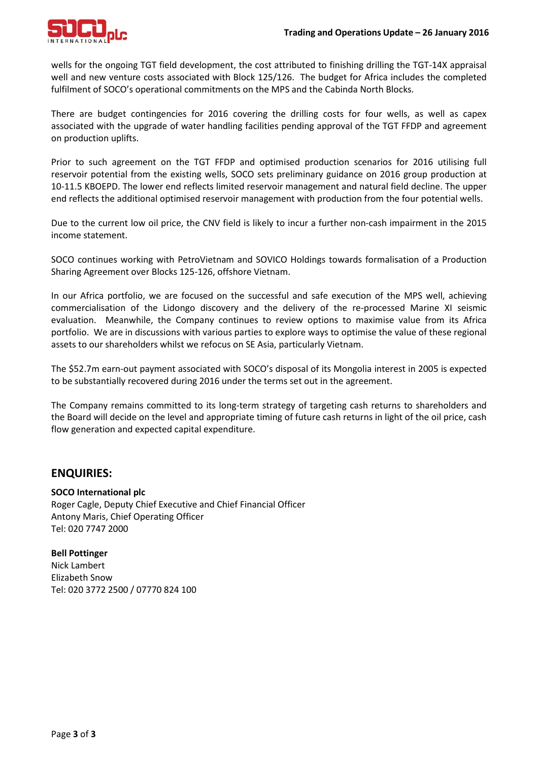wells for the ongoing TGT field development, the cost attributed to finishing drilling the TGT-14X appraisal well and new venture costs associated with Block 125/126. The budget for Africa includes the completed fulfilment of SOCO's operational commitments on the MPS and the Cabinda North Blocks.

There are budget contingencies for 2016 covering the drilling costs for four wells, as well as capex associated with the upgrade of water handling facilities pending approval of the TGT FFDP and agreement on production uplifts.

Prior to such agreement on the TGT FFDP and optimised production scenarios for 2016 utilising full reservoir potential from the existing wells, SOCO sets preliminary guidance on 2016 group production at 10-11.5 KBOEPD. The lower end reflects limited reservoir management and natural field decline. The upper end reflects the additional optimised reservoir management with production from the four potential wells.

Due to the current low oil price, the CNV field is likely to incur a further non-cash impairment in the 2015 income statement.

SOCO continues working with PetroVietnam and SOVICO Holdings towards formalisation of a Production Sharing Agreement over Blocks 125-126, offshore Vietnam.

In our Africa portfolio, we are focused on the successful and safe execution of the MPS well, achieving commercialisation of the Lidongo discovery and the delivery of the re-processed Marine XI seismic evaluation. Meanwhile, the Company continues to review options to maximise value from its Africa portfolio. We are in discussions with various parties to explore ways to optimise the value of these regional assets to our shareholders whilst we refocus on SE Asia, particularly Vietnam.

The $52.7m earn-out payment associated with SOCO's disposal of its Mongolia interest in 2005 is expected to be substantially recovered during 2016 under the terms set out in the agreement.

The Company remains committed to its long-term strategy of targeting cash returns to shareholders and the Board will decide on the level and appropriate timing of future cash returns in light of the oil price, cash flow generation and expected capital expenditure.

## ENQUIRIES:

**SOCO International plc**
Roger Cagle, Deputy Chief Executive and Chief Financial Officer
Antony Maris, Chief Operating Officer
Tel: 020 7747 2000

**Bell Pottinger**
Nick Lambert
Elizabeth Snow
Tel: 020 3772 2500 / 07770 824 100